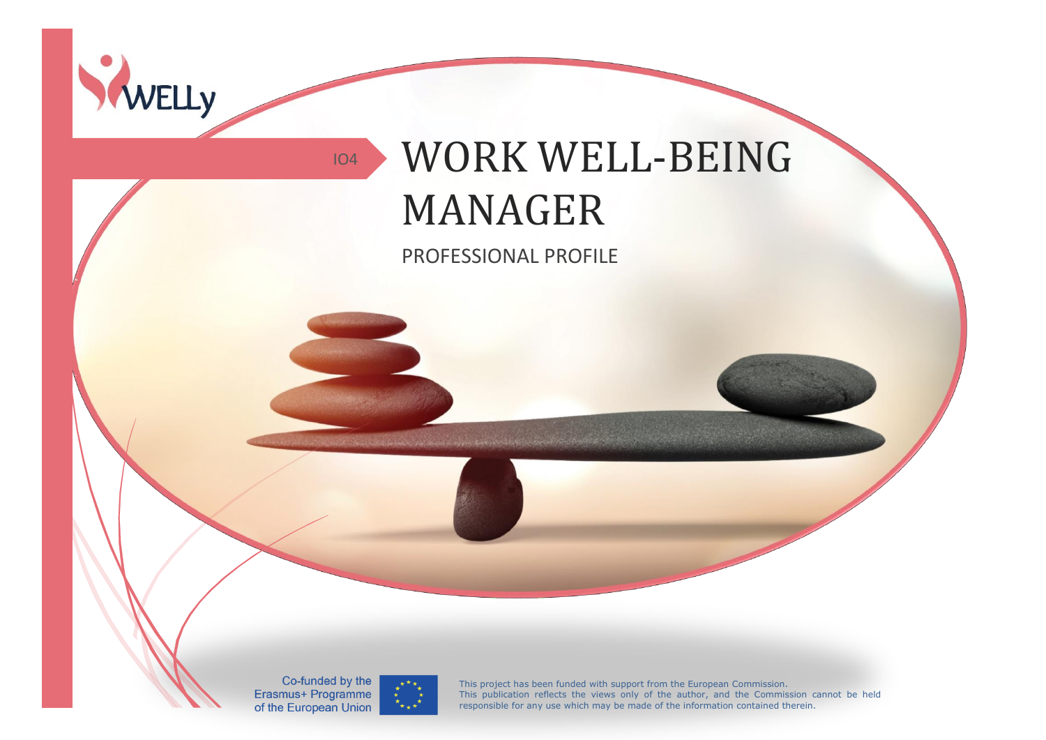WELLy

IO4

# WORK WELL-BEING MANAGER

PROFESSIONAL PROFILE

Co-funded by the Erasmus+ Programme of the European Union

This project has been funded with support from the European Commission. This publication reflects the views only of the author, and the Commission cannot be held responsible for any use which may be made of the information contained therein.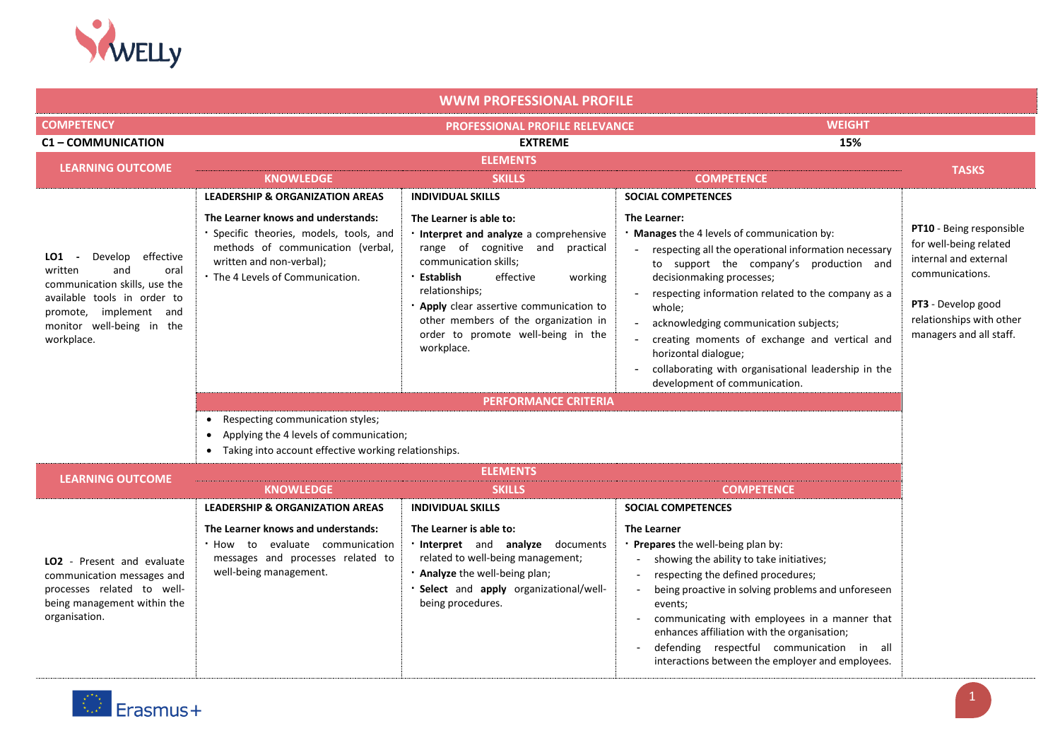## WWM PROFESSIONAL PROFILE

| COMPETENCY | PROFESSIONAL PROFILE RELEVANCE | WEIGHT |
|---|---|---|
| **C1 – COMMUNICATION** | **EXTREME** | **15%** |

| LEARNING OUTCOME | ELEMENTS – KNOWLEDGE | ELEMENTS – SKILLS | ELEMENTS – COMPETENCE | TASKS |
|---|---|---|---|---|
| | **LEADERSHIP & ORGANIZATION AREAS** | **INDIVIDUAL SKILLS** | **SOCIAL COMPETENCES** | |
| **LO1** - Develop effective written and oral communication skills, use the available tools in order to promote, implement and monitor well-being in the workplace. | **The Learner knows and understands:**<br>· Specific theories, models, tools, and methods of communication (verbal, written and non-verbal);<br>· The 4 Levels of Communication. | **The Learner is able to:**<br>· **Interpret and analyze** a comprehensive range of cognitive and practical communication skills;<br>· **Establish** effective working relationships;<br>· **Apply** clear assertive communication to other members of the organization in order to promote well-being in the workplace. | **The Learner:**<br>· **Manages** the 4 levels of communication by:<br>- respecting all the operational information necessary to support the company's production and decisionmaking processes;<br>- respecting information related to the company as a whole;<br>- acknowledging communication subjects;<br>- creating moments of exchange and vertical and horizontal dialogue;<br>- collaborating with organisational leadership in the development of communication. | **PT10** - Being responsible for well-being related internal and external communications.<br><br>**PT3** - Develop good relationships with other managers and all staff. |
| | **PERFORMANCE CRITERIA**<br>• Respecting communication styles;<br>• Applying the 4 levels of communication;<br>• Taking into account effective working relationships. | | | |

| LEARNING OUTCOME | ELEMENTS – KNOWLEDGE | ELEMENTS – SKILLS | ELEMENTS – COMPETENCE |
|---|---|---|---|
| | **LEADERSHIP & ORGANIZATION AREAS** | **INDIVIDUAL SKILLS** | **SOCIAL COMPETENCES** |
| **LO2** - Present and evaluate communication messages and processes related to well-being management within the organisation. | **The Learner knows and understands:**<br>· How to evaluate communication messages and processes related to well-being management. | **The Learner is able to:**<br>· **Interpret** and **analyze** documents related to well-being management;<br>· **Analyze** the well-being plan;<br>· **Select** and **apply** organizational/well-being procedures. | **The Learner**<br>· **Prepares** the well-being plan by:<br>- showing the ability to take initiatives;<br>- respecting the defined procedures;<br>- being proactive in solving problems and unforeseen events;<br>- communicating with employees in a manner that enhances affiliation with the organisation;<br>- defending respectful communication in all interactions between the employer and employees. |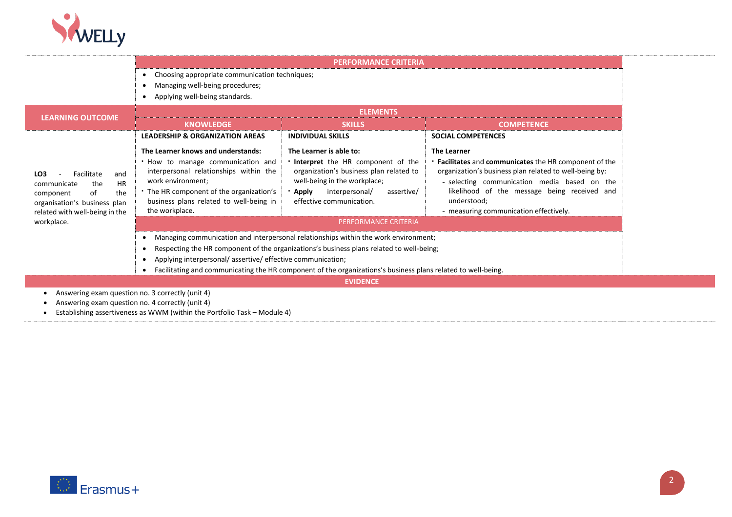| | PERFORMANCE CRITERIA | | |
|---|---|---|---|
| | • Choosing appropriate communication techniques;<br>• Managing well-being procedures;<br>• Applying well-being standards. | | |
| **LEARNING OUTCOME** | **ELEMENTS** | | |
| | **KNOWLEDGE** | **SKILLS** | **COMPETENCE** |
| **LO3** - Facilitate and communicate the HR component of the organisation's business plan related with well-being in the workplace. | **LEADERSHIP & ORGANIZATION AREAS**<br><br>**The Learner knows and understands:**<br>• How to manage communication and interpersonal relationships within the work environment;<br>• The HR component of the organization's business plans related to well-being in the workplace. | **INDIVIDUAL SKILLS**<br><br>**The Learner is able to:**<br>• **Interpret** the HR component of the organization's business plan related to well-being in the workplace;<br>• **Apply** interpersonal/ assertive/ effective communication. | **SOCIAL COMPETENCES**<br><br>**The Learner**<br>• **Facilitates** and **communicates** the HR component of the organization's business plan related to well-being by:<br>- selecting communication media based on the likelihood of the message being received and understood;<br>- measuring communication effectively. |
| | PERFORMANCE CRITERIA | | |
| | • Managing communication and interpersonal relationships within the work environment;<br>• Respecting the HR component of the organizations's business plans related to well-being;<br>• Applying interpersonal/ assertive/ effective communication;<br>• Facilitating and communicating the HR component of the organizations's business plans related to well-being. | | |
| **EVIDENCE** | | | |
| • Answering exam question no. 3 correctly (unit 4)<br>• Answering exam question no. 4 correctly (unit 4)<br>• Establishing assertiveness as WWM (within the Portfolio Task – Module 4) | | | |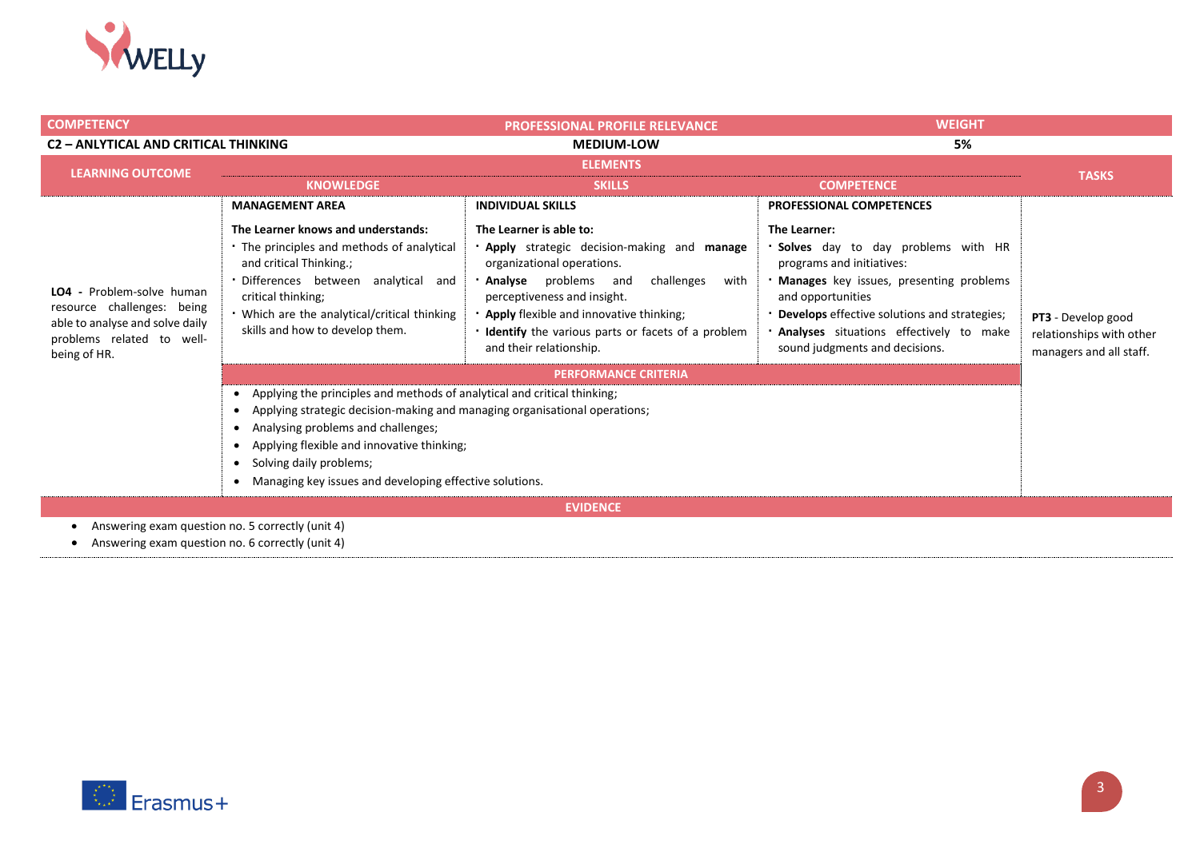| COMPETENCY | | PROFESSIONAL PROFILE RELEVANCE | WEIGHT | |
|---|---|---|---|---|
| **C2 – ANLYTICAL AND CRITICAL THINKING** | | **MEDIUM-LOW** | **5%** | |

| LEARNING OUTCOME | ELEMENTS | | | TASKS |
|---|---|---|---|---|
| | KNOWLEDGE | SKILLS | COMPETENCE | |
| **LO4 -** Problem-solve human resource challenges: being able to analyse and solve daily problems related to well-being of HR. | **MANAGEMENT AREA**<br><br>**The Learner knows and understands:**<br>· The principles and methods of analytical and critical Thinking.;<br>· Differences between analytical and critical thinking;<br>· Which are the analytical/critical thinking skills and how to develop them. | **INDIVIDUAL SKILLS**<br><br>**The Learner is able to:**<br>· **Apply** strategic decision-making and **manage** organizational operations.<br>· **Analyse** problems and challenges with perceptiveness and insight.<br>· **Apply** flexible and innovative thinking;<br>· **Identify** the various parts or facets of a problem and their relationship. | **PROFESSIONAL COMPETENCES**<br><br>**The Learner:**<br>· **Solves** day to day problems with HR programs and initiatives:<br>· **Manages** key issues, presenting problems and opportunities<br>· **Develops** effective solutions and strategies;<br>· **Analyses** situations effectively to make sound judgments and decisions. | **PT3** - Develop good relationships with other managers and all staff. |
| | **PERFORMANCE CRITERIA** | | | |
| | • Applying the principles and methods of analytical and critical thinking;<br>• Applying strategic decision-making and managing organisational operations;<br>• Analysing problems and challenges;<br>• Applying flexible and innovative thinking;<br>• Solving daily problems;<br>• Managing key issues and developing effective solutions. | | | |

**EVIDENCE**

- Answering exam question no. 5 correctly (unit 4)
- Answering exam question no. 6 correctly (unit 4)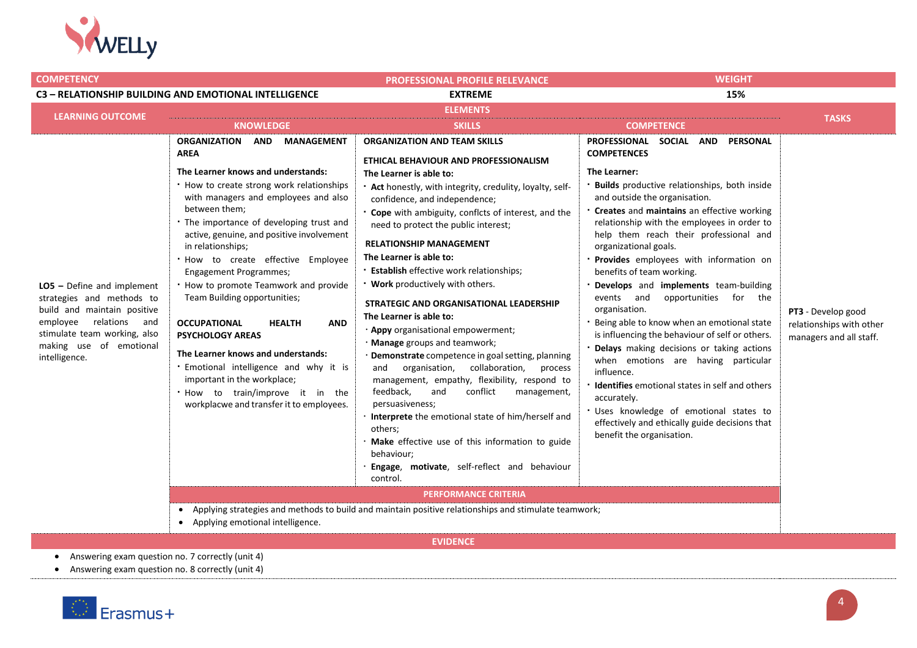| COMPETENCY | PROFESSIONAL PROFILE RELEVANCE | WEIGHT |
|---|---|---|
| C3 – RELATIONSHIP BUILDING AND EMOTIONAL INTELLIGENCE | EXTREME | 15% |

| LEARNING OUTCOME | ELEMENTS – KNOWLEDGE | ELEMENTS – SKILLS | ELEMENTS – COMPETENCE | TASKS |
|---|---|---|---|---|
| **LO5 –** Define and implement strategies and methods to build and maintain positive employee relations and stimulate team working, also making use of emotional intelligence. | **ORGANIZATION AND MANAGEMENT AREA**<br><br>**The Learner knows and understands:**<br>· How to create strong work relationships with managers and employees and also between them;<br>· The importance of developing trust and active, genuine, and positive involvement in relationships;<br>· How to create effective Employee Engagement Programmes;<br>· How to promote Teamwork and provide Team Building opportunities;<br><br>**OCCUPATIONAL HEALTH AND PSYCHOLOGY AREAS**<br><br>**The Learner knows and understands:**<br>· Emotional intelligence and why it is important in the workplace;<br>· How to train/improve it in the workplacwe and transfer it to employees. | **ORGANIZATION AND TEAM SKILLS**<br><br>**ETHICAL BEHAVIOUR AND PROFESSIONALISM**<br>**The Learner is able to:**<br>· **Act** honestly, with integrity, credulity, loyalty, self-confidence, and independence;<br>· **Cope** with ambiguity, conflcts of interest, and the need to protect the public interest;<br><br>**RELATIONSHIP MANAGEMENT**<br>**The Learner is able to:**<br>· **Establish** effective work relationships;<br>· **Work** productively with others.<br><br>**STRATEGIC AND ORGANISATIONAL LEADERSHIP**<br>**The Learner is able to:**<br>· **Appy** organisational empowerment;<br>· **Manage** groups and teamwork;<br>· **Demonstrate** competence in goal setting, planning and organisation, collaboration, process management, empathy, flexibility, respond to feedback, and conflict management, persuasiveness;<br>· **Interprete** the emotional state of him/herself and others;<br>· **Make** effective use of this information to guide behaviour;<br>· **Engage**, **motivate**, self-reflect and behaviour control. | **PROFESSIONAL SOCIAL AND PERSONAL COMPETENCES**<br><br>**The Learner:**<br>· **Builds** productive relationships, both inside and outside the organisation.<br>· **Creates** and **maintains** an effective working relationship with the employees in order to help them reach their professional and organizational goals.<br>· **Provides** employees with information on benefits of team working.<br>· **Develops** and **implements** team-building events and opportunities for the organisation.<br>· Being able to know when an emotional state is influencing the behaviour of self or others.<br>· **Delays** making decisions or taking actions when emotions are having particular influence.<br>· **Identifies** emotional states in self and others accurately.<br>· Uses knowledge of emotional states to effectively and ethically guide decisions that benefit the organisation. | **PT3** - Develop good relationships with other managers and all staff. |
| | **PERFORMANCE CRITERIA**<br>• Applying strategies and methods to build and maintain positive relationships and stimulate teamwork;<br>• Applying emotional intelligence. | | | |

**EVIDENCE**

- Answering exam question no. 7 correctly (unit 4)
- Answering exam question no. 8 correctly (unit 4)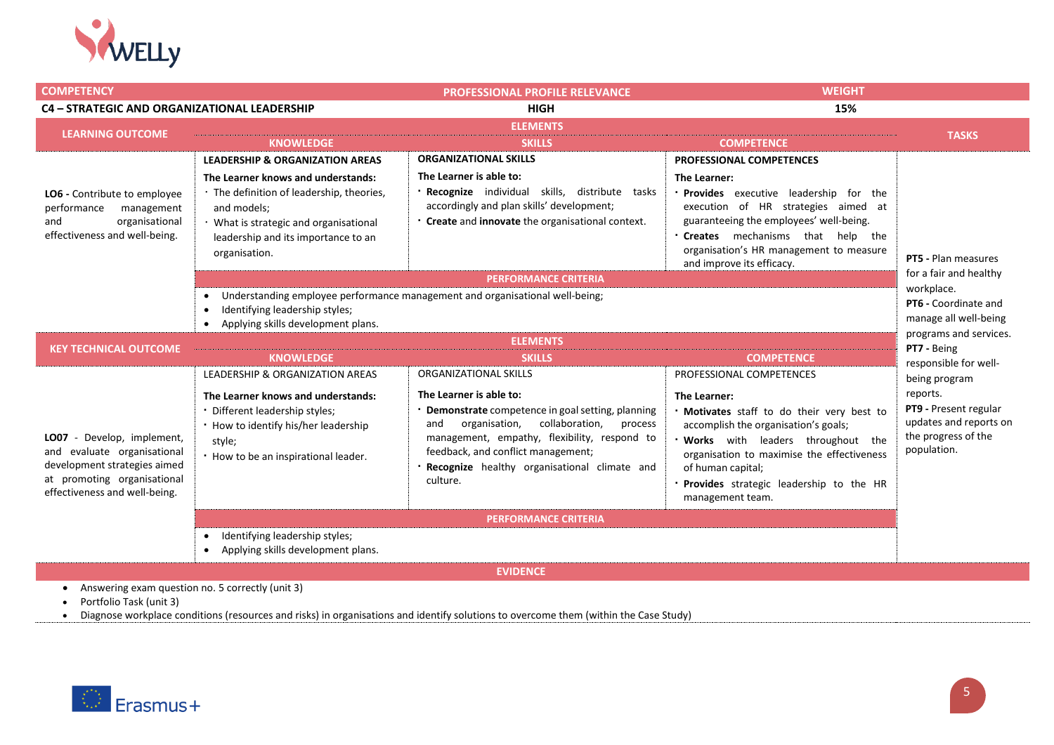| COMPETENCY | PROFESSIONAL PROFILE RELEVANCE | WEIGHT |
|---|---|---|
| C4 – STRATEGIC AND ORGANIZATIONAL LEADERSHIP | HIGH | 15% |

| LEARNING OUTCOME | ELEMENTS – KNOWLEDGE | ELEMENTS – SKILLS | ELEMENTS – COMPETENCE | TASKS |
|---|---|---|---|---|
| **LO6 -** Contribute to employee performance management and organisational effectiveness and well-being. | **LEADERSHIP & ORGANIZATION AREAS**<br><br>**The Learner knows and understands:**<br>· The definition of leadership, theories, and models;<br>· What is strategic and organisational leadership and its importance to an organisation. | **ORGANIZATIONAL SKILLS**<br><br>**The Learner is able to:**<br>· **Recognize** individual skills, distribute tasks accordingly and plan skills' development;<br>· **Create** and **innovate** the organisational context. | **PROFESSIONAL COMPETENCES**<br><br>**The Learner:**<br>· **Provides** executive leadership for the execution of HR strategies aimed at guaranteeing the employees' well-being.<br>· **Creates** mechanisms that help the organisation's HR management to measure and improve its efficacy. | **PT5 -** Plan measures for a fair and healthy workplace.<br>**PT6 -** Coordinate and manage all well-being programs and services.<br>**PT7 -** Being responsible for well-being program reports.<br>**PT9 -** Present regular updates and reports on the progress of the population. |
| | **PERFORMANCE CRITERIA**<br>• Understanding employee performance management and organisational well-being;<br>• Identifying leadership styles;<br>• Applying skills development plans. | | | |
| **KEY TECHNICAL OUTCOME** | **ELEMENTS – KNOWLEDGE** | **ELEMENTS – SKILLS** | **ELEMENTS – COMPETENCE** | |
| **LO07** - Develop, implement, and evaluate organisational development strategies aimed at promoting organisational effectiveness and well-being. | LEADERSHIP & ORGANIZATION AREAS<br><br>**The Learner knows and understands:**<br>· Different leadership styles;<br>· How to identify his/her leadership style;<br>· How to be an inspirational leader. | ORGANIZATIONAL SKILLS<br><br>**The Learner is able to:**<br>· **Demonstrate** competence in goal setting, planning and organisation, collaboration, process management, empathy, flexibility, respond to feedback, and conflict management;<br>· **Recognize** healthy organisational climate and culture. | PROFESSIONAL COMPETENCES<br><br>**The Learner:**<br>· **Motivates** staff to do their very best to accomplish the organisation's goals;<br>· **Works** with leaders throughout the organisation to maximise the effectiveness of human capital;<br>· **Provides** strategic leadership to the HR management team. | |
| | **PERFORMANCE CRITERIA**<br>• Identifying leadership styles;<br>• Applying skills development plans. | | | |

**EVIDENCE**

- Answering exam question no. 5 correctly (unit 3)
- Portfolio Task (unit 3)
- Diagnose workplace conditions (resources and risks) in organisations and identify solutions to overcome them (within the Case Study)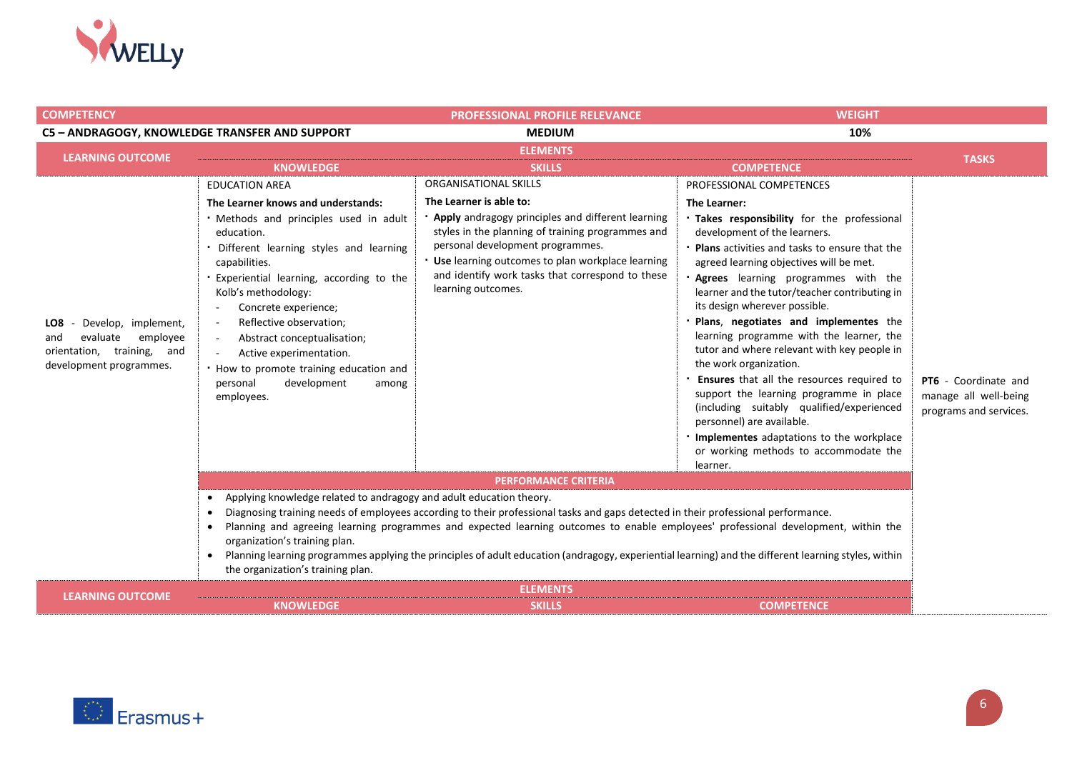| COMPETENCY | PROFESSIONAL PROFILE RELEVANCE | WEIGHT |
|---|---|---|
| **C5 – ANDRAGOGY, KNOWLEDGE TRANSFER AND SUPPORT** | **MEDIUM** | **10%** |

| LEARNING OUTCOME | ELEMENTS – KNOWLEDGE | ELEMENTS – SKILLS | ELEMENTS – COMPETENCE | TASKS |
|---|---|---|---|---|
| **LO8** - Develop, implement, and evaluate employee orientation, training, and development programmes. | EDUCATION AREA<br>**The Learner knows and understands:**<br>· Methods and principles used in adult education.<br>· Different learning styles and learning capabilities.<br>· Experiential learning, according to the Kolb's methodology:<br>- Concrete experience;<br>- Reflective observation;<br>- Abstract conceptualisation;<br>- Active experimentation.<br>· How to promote training education and personal development among employees. | ORGANISATIONAL SKILLS<br>**The Learner is able to:**<br>· **Apply** andragogy principles and different learning styles in the planning of training programmes and personal development programmes.<br>· **Use** learning outcomes to plan workplace learning and identify work tasks that correspond to these learning outcomes. | PROFESSIONAL COMPETENCES<br>**The Learner:**<br>· **Takes responsibility** for the professional development of the learners.<br>· **Plans** activities and tasks to ensure that the agreed learning objectives will be met.<br>· **Agrees** learning programmes with the learner and the tutor/teacher contributing in its design wherever possible.<br>· **Plans**, **negotiates and implementes** the learning programme with the learner, the tutor and where relevant with key people in the work organization.<br>· **Ensures** that all the resources required to support the learning programme in place (including suitably qualified/experienced personnel) are available.<br>· **Implementes** adaptations to the workplace or working methods to accommodate the learner. | **PT6** - Coordinate and manage all well-being programs and services. |
| | **PERFORMANCE CRITERIA**<br>• Applying knowledge related to andragogy and adult education theory.<br>• Diagnosing training needs of employees according to their professional tasks and gaps detected in their professional performance.<br>• Planning and agreeing learning programmes and expected learning outcomes to enable employees' professional development, within the organization's training plan.<br>• Planning learning programmes applying the principles of adult education (andragogy, experiential learning) and the different learning styles, within the organization's training plan. | | | |

| LEARNING OUTCOME | ELEMENTS – KNOWLEDGE | ELEMENTS – SKILLS | ELEMENTS – COMPETENCE |
|---|---|---|---|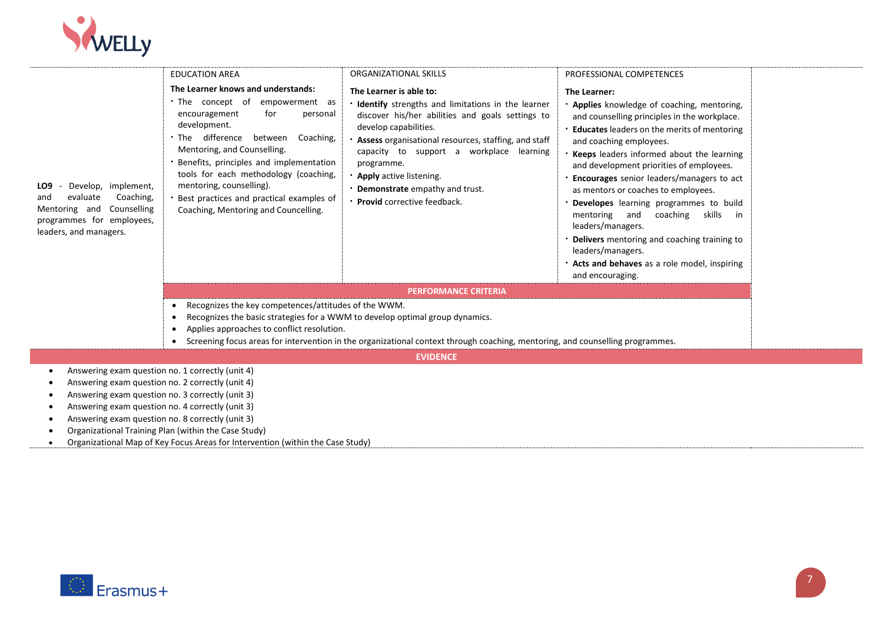| | EDUCATION AREA | ORGANIZATIONAL SKILLS | PROFESSIONAL COMPETENCES |
|---|---|---|---|
| **LO9** - Develop, implement, and evaluate Coaching, Mentoring and Counselling programmes for employees, leaders, and managers. | **The Learner knows and understands:**<br>· The concept of empowerment as encouragement for personal development.<br>· The difference between Coaching, Mentoring, and Counselling.<br>· Benefits, principles and implementation tools for each methodology (coaching, mentoring, counselling).<br>· Best practices and practical examples of Coaching, Mentoring and Councelling. | **The Learner is able to:**<br>· **Identify** strengths and limitations in the learner discover his/her abilities and goals settings to develop capabilities.<br>· **Assess** organisational resources, staffing, and staff capacity to support a workplace learning programme.<br>· **Apply** active listening.<br>· **Demonstrate** empathy and trust.<br>· **Provid** corrective feedback. | **The Learner:**<br>· **Applies** knowledge of coaching, mentoring, and counselling principles in the workplace.<br>· **Educates** leaders on the merits of mentoring and coaching employees.<br>· **Keeps** leaders informed about the learning and development priorities of employees.<br>· **Encourages** senior leaders/managers to act as mentors or coaches to employees.<br>· **Developes** learning programmes to build mentoring and coaching skills in leaders/managers.<br>· **Delivers** mentoring and coaching training to leaders/managers.<br>· **Acts and behaves** as a role model, inspiring and encouraging. |
| | **PERFORMANCE CRITERIA** | | |
| | • Recognizes the key competences/attitudes of the WWM.<br>• Recognizes the basic strategies for a WWM to develop optimal group dynamics.<br>• Applies approaches to conflict resolution.<br>• Screening focus areas for intervention in the organizational context through coaching, mentoring, and counselling programmes. | | |

**EVIDENCE**

- Answering exam question no. 1 correctly (unit 4)
- Answering exam question no. 2 correctly (unit 4)
- Answering exam question no. 3 correctly (unit 3)
- Answering exam question no. 4 correctly (unit 3)
- Answering exam question no. 8 correctly (unit 3)
- Organizational Training Plan (within the Case Study)
- Organizational Map of Key Focus Areas for Intervention (within the Case Study)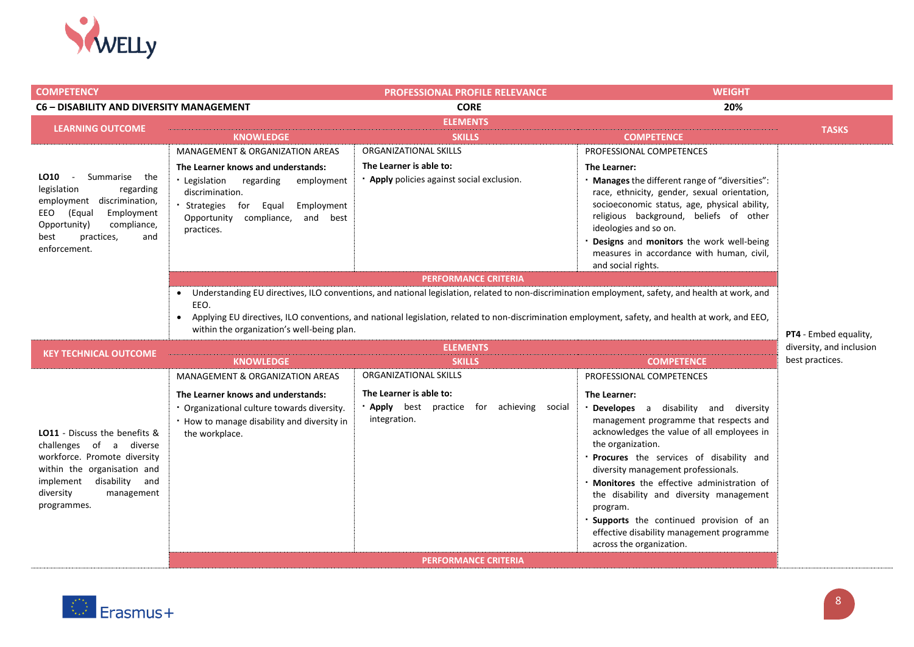| COMPETENCY | | PROFESSIONAL PROFILE RELEVANCE | WEIGHT | |
|---|---|---|---|---|
| **C6 – DISABILITY AND DIVERSITY MANAGEMENT** | | **CORE** | **20%** | |
| **LEARNING OUTCOME** | **ELEMENTS** | | | **TASKS** |
| | **KNOWLEDGE** | **SKILLS** | **COMPETENCE** | |
| **LO10** - Summarise the legislation regarding employment discrimination, EEO (Equal Employment Opportunity) compliance, best practices, and enforcement. | MANAGEMENT & ORGANIZATION AREAS<br><br>**The Learner knows and understands:**<br>· Legislation regarding employment discrimination.<br>· Strategies for Equal Employment Opportunity compliance, and best practices. | ORGANIZATIONAL SKILLS<br><br>**The Learner is able to:**<br>· **Apply** policies against social exclusion. | PROFESSIONAL COMPETENCES<br><br>**The Learner:**<br>· **Manages** the different range of "diversities": race, ethnicity, gender, sexual orientation, socioeconomic status, age, physical ability, religious background, beliefs of other ideologies and so on.<br>· **Designs** and **monitors** the work well-being measures in accordance with human, civil, and social rights. | **PT4** - Embed equality, diversity, and inclusion best practices. |
| | **PERFORMANCE CRITERIA** | | | |
| | • Understanding EU directives, ILO conventions, and national legislation, related to non-discrimination employment, safety, and health at work, and EEO.<br>• Applying EU directives, ILO conventions, and national legislation, related to non-discrimination employment, safety, and health at work, and EEO, within the organization's well-being plan. | | | |
| **KEY TECHNICAL OUTCOME** | **ELEMENTS** | | | |
| | **KNOWLEDGE** | **SKILLS** | **COMPETENCE** | |
| **LO11** - Discuss the benefits & challenges of a diverse workforce. Promote diversity within the organisation and implement disability and diversity management programmes. | MANAGEMENT & ORGANIZATION AREAS<br><br>**The Learner knows and understands:**<br>· Organizational culture towards diversity.<br>· How to manage disability and diversity in the workplace. | ORGANIZATIONAL SKILLS<br><br>**The Learner is able to:**<br>· **Apply** best practice for achieving social integration. | PROFESSIONAL COMPETENCES<br><br>**The Learner:**<br>· **Developes** a disability and diversity management programme that respects and acknowledges the value of all employees in the organization.<br>· **Procures** the services of disability and diversity management professionals.<br>· **Monitores** the effective administration of the disability and diversity management program.<br>· **Supports** the continued provision of an effective disability management programme across the organization. | |
| | **PERFORMANCE CRITERIA** | | | |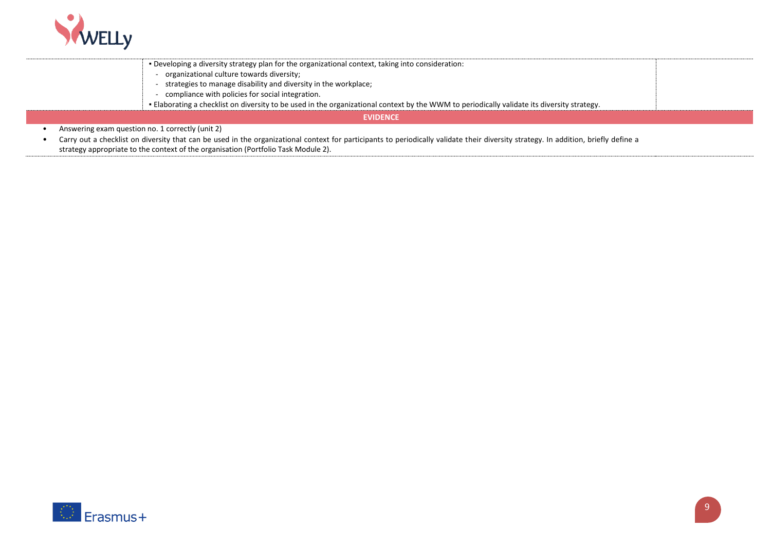| | | |
|---|---|---|
| | ▪ Developing a diversity strategy plan for the organizational context, taking into consideration:<br>- organizational culture towards diversity;<br>- strategies to manage disability and diversity in the workplace;<br>- compliance with policies for social integration.<br>▪ Elaborating a checklist on diversity to be used in the organizational context by the WWM to periodically validate its diversity strategy. | |

**EVIDENCE**

- Answering exam question no. 1 correctly (unit 2)
- Carry out a checklist on diversity that can be used in the organizational context for participants to periodically validate their diversity strategy. In addition, briefly define a strategy appropriate to the context of the organisation (Portfolio Task Module 2).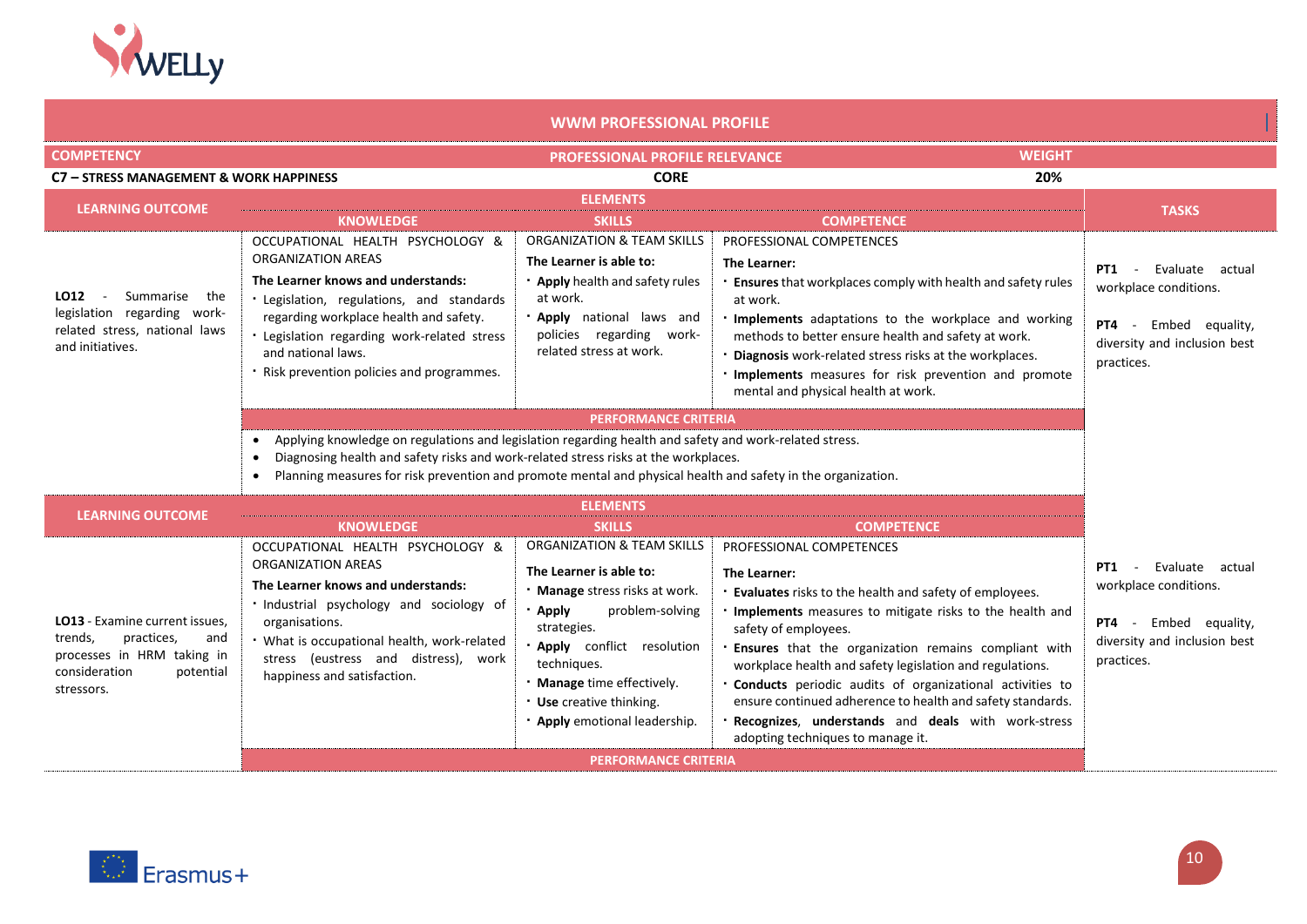## WWM PROFESSIONAL PROFILE

| COMPETENCY | PROFESSIONAL PROFILE RELEVANCE | WEIGHT |
|---|---|---|
| C7 – STRESS MANAGEMENT & WORK HAPPINESS | CORE | 20% |

| LEARNING OUTCOME | KNOWLEDGE | SKILLS | COMPETENCE | TASKS |
|---|---|---|---|---|
| | ELEMENTS | | | |
| **LO12** - Summarise the legislation regarding work-related stress, national laws and initiatives. | OCCUPATIONAL HEALTH PSYCHOLOGY & ORGANIZATION AREAS<br>**The Learner knows and understands:**<br>· Legislation, regulations, and standards regarding workplace health and safety.<br>· Legislation regarding work-related stress and national laws.<br>· Risk prevention policies and programmes. | ORGANIZATION & TEAM SKILLS<br>**The Learner is able to:**<br>· **Apply** health and safety rules at work.<br>· **Apply** national laws and policies regarding work-related stress at work. | PROFESSIONAL COMPETENCES<br>**The Learner:**<br>· **Ensures** that workplaces comply with health and safety rules at work.<br>· **Implements** adaptations to the workplace and working methods to better ensure health and safety at work.<br>· **Diagnosis** work-related stress risks at the workplaces.<br>· **Implements** measures for risk prevention and promote mental and physical health at work. | **PT1** - Evaluate actual workplace conditions.<br><br>**PT4** - Embed equality, diversity and inclusion best practices. |
| | PERFORMANCE CRITERIA | | | |
| | • Applying knowledge on regulations and legislation regarding health and safety and work-related stress.<br>• Diagnosing health and safety risks and work-related stress risks at the workplaces.<br>• Planning measures for risk prevention and promote mental and physical health and safety in the organization. | | | |
| LEARNING OUTCOME | ELEMENTS | | | |
| | KNOWLEDGE | SKILLS | COMPETENCE | |
| **LO13** - Examine current issues, trends, practices, and processes in HRM taking in consideration potential stressors. | OCCUPATIONAL HEALTH PSYCHOLOGY & ORGANIZATION AREAS<br>**The Learner knows and understands:**<br>· Industrial psychology and sociology of organisations.<br>· What is occupational health, work-related stress (eustress and distress), work happiness and satisfaction. | ORGANIZATION & TEAM SKILLS<br>**The Learner is able to:**<br>· **Manage** stress risks at work.<br>· **Apply** problem-solving strategies.<br>· **Apply** conflict resolution techniques.<br>· **Manage** time effectively.<br>· **Use** creative thinking.<br>· **Apply** emotional leadership. | PROFESSIONAL COMPETENCES<br>**The Learner:**<br>· **Evaluates** risks to the health and safety of employees.<br>· **Implements** measures to mitigate risks to the health and safety of employees.<br>· **Ensures** that the organization remains compliant with workplace health and safety legislation and regulations.<br>· **Conducts** periodic audits of organizational activities to ensure continued adherence to health and safety standards.<br>· **Recognizes**, **understands** and **deals** with work-stress adopting techniques to manage it. | **PT1** - Evaluate actual workplace conditions.<br><br>**PT4** - Embed equality, diversity and inclusion best practices. |
| | PERFORMANCE CRITERIA | | | |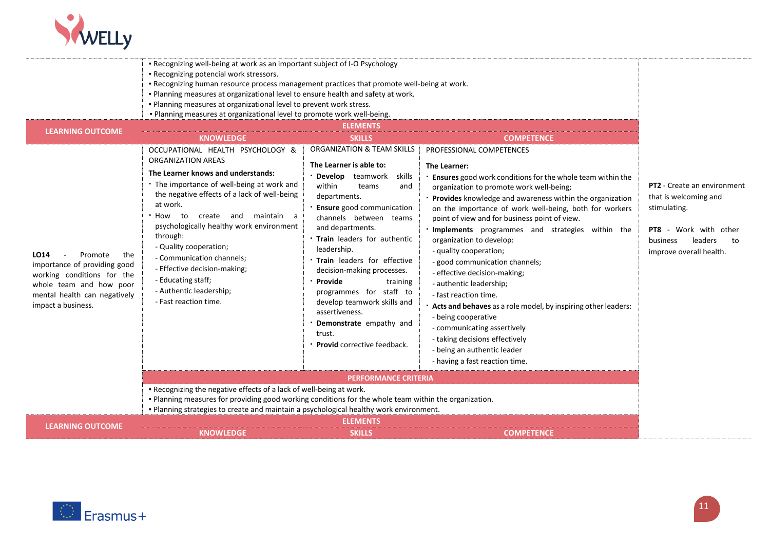- Recognizing well-being at work as an important subject of I-O Psychology
- Recognizing potencial work stressors.
- Recognizing human resource process management practices that promote well-being at work.
- Planning measures at organizational level to ensure health and safety at work.
- Planning measures at organizational level to prevent work stress.
- Planning measures at organizational level to promote work well-being.

| LEARNING OUTCOME | ELEMENTS | | | |
|---|---|---|---|---|
| | KNOWLEDGE | SKILLS | COMPETENCE | |
| **LO14** - Promote the importance of providing good working conditions for the whole team and how poor mental health can negatively impact a business. | OCCUPATIONAL HEALTH PSYCHOLOGY & ORGANIZATION AREAS<br><br>**The Learner knows and understands:**<br>· The importance of well-being at work and the negative effects of a lack of well-being at work.<br>· How to create and maintain a psychologically healthy work environment through:<br>- Quality cooperation;<br>- Communication channels;<br>- Effective decision-making;<br>- Educating staff;<br>- Authentic leadership;<br>- Fast reaction time. | ORGANIZATION & TEAM SKILLS<br><br>**The Learner is able to:**<br>· **Develop** teamwork skills within teams and departments.<br>· **Ensure** good communication channels between teams and departments.<br>· **Train** leaders for authentic leadership.<br>· **Train** leaders for effective decision-making processes.<br>· **Provide** training programmes for staff to develop teamwork skills and assertiveness.<br>· **Demonstrate** empathy and trust.<br>· **Provid** corrective feedback. | PROFESSIONAL COMPETENCES<br><br>**The Learner:**<br>· **Ensures** good work conditions for the whole team within the organization to promote work well-being;<br>· **Provides** knowledge and awareness within the organization on the importance of work well-being, both for workers point of view and for business point of view.<br>· **Implements** programmes and strategies within the organization to develop:<br>- quality cooperation;<br>- good communication channels;<br>- effective decision-making;<br>- authentic leadership;<br>- fast reaction time.<br>· **Acts and behaves** as a role model, by inspiring other leaders:<br>- being cooperative<br>- communicating assertively<br>- taking decisions effectively<br>- being an authentic leader<br>- having a fast reaction time. | **PT2** - Create an environment that is welcoming and stimulating.<br><br>**PT8** - Work with other business leaders to improve overall health. |

**PERFORMANCE CRITERIA**

- Recognizing the negative effects of a lack of well-being at work.
- Planning measures for providing good working conditions for the whole team within the organization.
- Planning strategies to create and maintain a psychological healthy work environment.

| LEARNING OUTCOME | ELEMENTS | | |
|---|---|---|---|
| | KNOWLEDGE | SKILLS | COMPETENCE |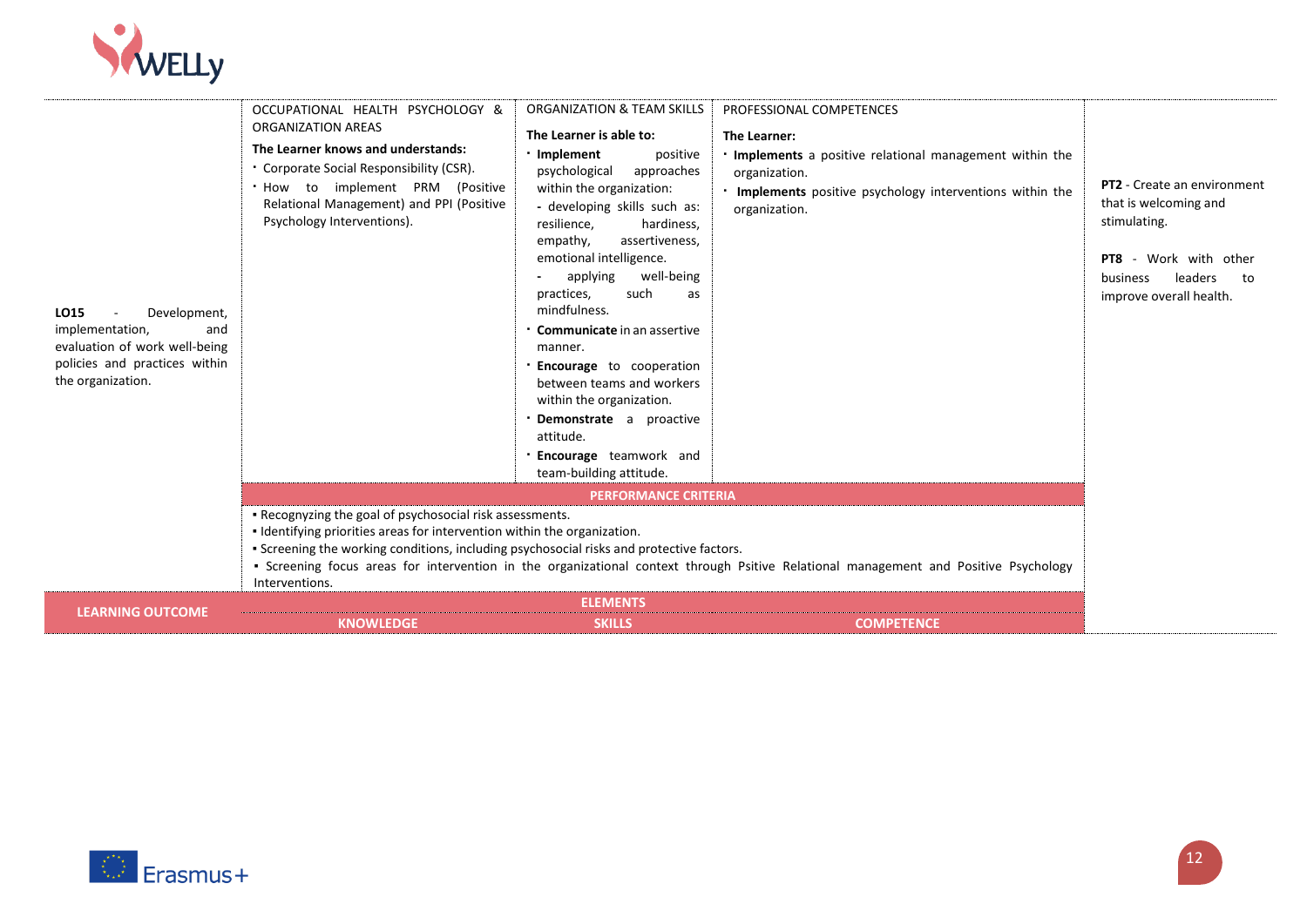| LEARNING OUTCOME | ELEMENTS | | | |
|---|---|---|---|---|
| | KNOWLEDGE | SKILLS | COMPETENCE | |
| **LO15** - Development, implementation, and evaluation of work well-being policies and practices within the organization. | OCCUPATIONAL HEALTH PSYCHOLOGY & ORGANIZATION AREAS<br><br>**The Learner knows and understands:**<br>· Corporate Social Responsibility (CSR).<br>· How to implement PRM (Positive Relational Management) and PPI (Positive Psychology Interventions). | ORGANIZATION & TEAM SKILLS<br><br>**The Learner is able to:**<br>· **Implement** positive psychological approaches within the organization:<br>- developing skills such as: resilience, hardiness, empathy, assertiveness, emotional intelligence.<br>- applying well-being practices, such as mindfulness.<br>· **Communicate** in an assertive manner.<br>· **Encourage** to cooperation between teams and workers within the organization.<br>· **Demonstrate** a proactive attitude.<br>· **Encourage** teamwork and team-building attitude. | PROFESSIONAL COMPETENCES<br><br>**The Learner:**<br>· **Implements** a positive relational management within the organization.<br>· **Implements** positive psychology interventions within the organization. | **PT2** - Create an environment that is welcoming and stimulating.<br><br>**PT8** - Work with other business leaders to improve overall health. |
| | **PERFORMANCE CRITERIA** | | | |
| | ▪ Recognyzing the goal of psychosocial risk assessments.<br>▪ Identifying priorities areas for intervention within the organization.<br>▪ Screening the working conditions, including psychosocial risks and protective factors.<br>▪ Screening focus areas for intervention in the organizational context through Psitive Relational management and Positive Psychology Interventions. | | | |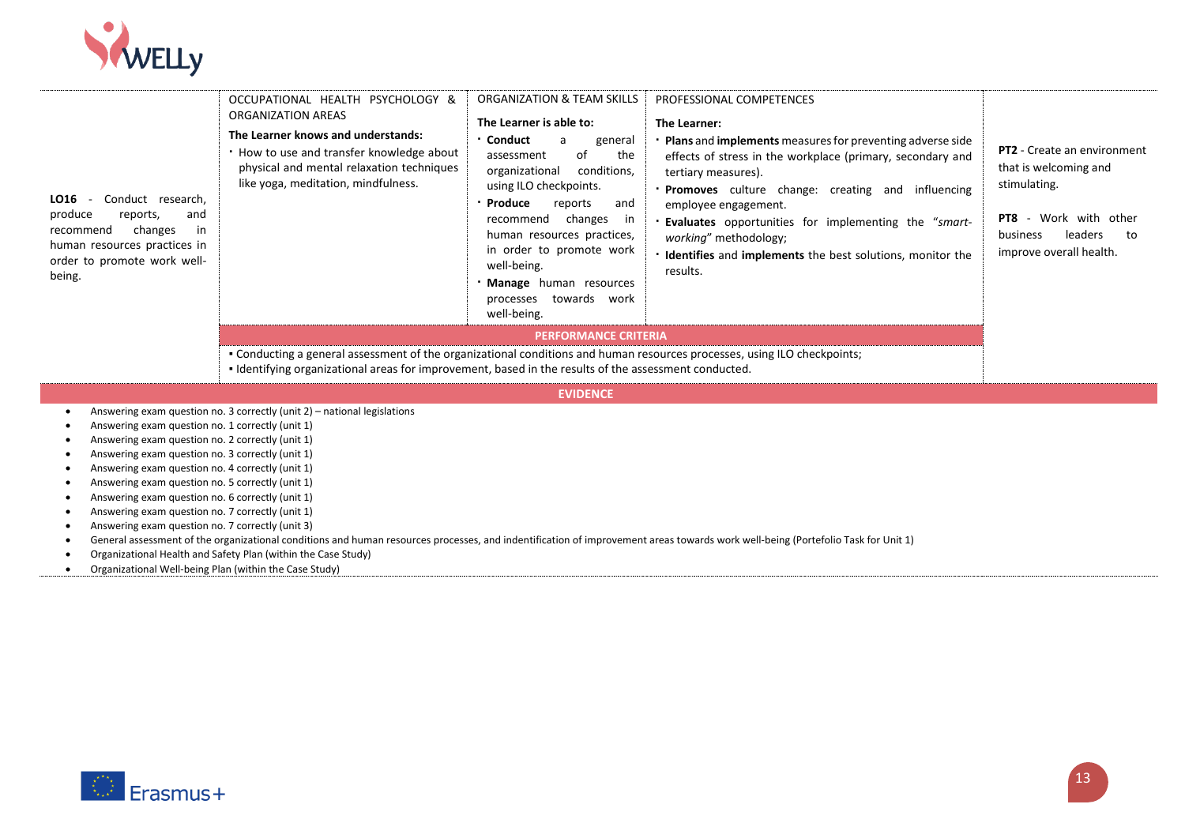| | | | | |
|---|---|---|---|---|
| **LO16** - Conduct research, produce reports, and recommend changes in human resources practices in order to promote work well-being. | OCCUPATIONAL HEALTH PSYCHOLOGY & ORGANIZATION AREAS<br><br>**The Learner knows and understands:**<br>· How to use and transfer knowledge about physical and mental relaxation techniques like yoga, meditation, mindfulness. | ORGANIZATION & TEAM SKILLS<br><br>**The Learner is able to:**<br>· **Conduct** a general assessment of the organizational conditions, using ILO checkpoints.<br>· **Produce** reports and recommend changes in human resources practices, in order to promote work well-being.<br>· **Manage** human resources processes towards work well-being. | PROFESSIONAL COMPETENCES<br><br>**The Learner:**<br>· **Plans** and **implements** measures for preventing adverse side effects of stress in the workplace (primary, secondary and tertiary measures).<br>· **Promoves** culture change: creating and influencing employee engagement.<br>· **Evaluates** opportunities for implementing the "*smart-working*" methodology;<br>· **Identifies** and **implements** the best solutions, monitor the results. | **PT2** - Create an environment that is welcoming and stimulating.<br><br>**PT8** - Work with other business leaders to improve overall health. |
| | **PERFORMANCE CRITERIA** | | | |
| | ▪ Conducting a general assessment of the organizational conditions and human resources processes, using ILO checkpoints;<br>▪ Identifying organizational areas for improvement, based in the results of the assessment conducted. | | | |

**EVIDENCE**

- Answering exam question no. 3 correctly (unit 2) – national legislations
- Answering exam question no. 1 correctly (unit 1)
- Answering exam question no. 2 correctly (unit 1)
- Answering exam question no. 3 correctly (unit 1)
- Answering exam question no. 4 correctly (unit 1)
- Answering exam question no. 5 correctly (unit 1)
- Answering exam question no. 6 correctly (unit 1)
- Answering exam question no. 7 correctly (unit 1)
- Answering exam question no. 7 correctly (unit 3)
- General assessment of the organizational conditions and human resources processes, and indentification of improvement areas towards work well-being (Portefolio Task for Unit 1)
- Organizational Health and Safety Plan (within the Case Study)
- Organizational Well-being Plan (within the Case Study)